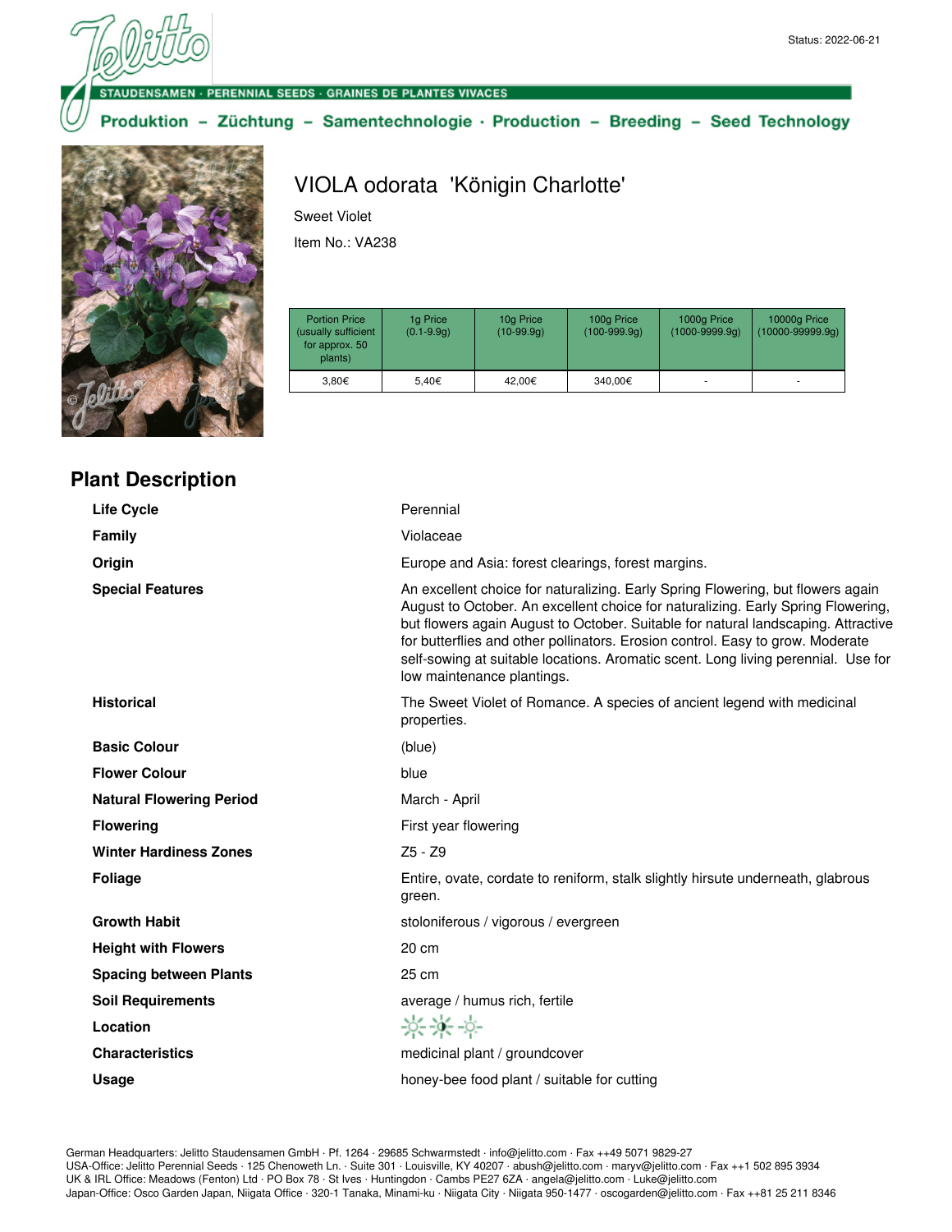Status: 2022-06-21

STAUDENSAMEN · PERENNIAL SEEDS · GRAINES DE PLANTES VIVACES

**Produktion – Züchtung – Samentechnologie · Production – Breeding – Seed Technology**

# VIOLA odorata 'Königin Charlotte'

Sweet Violet

Item No.: VA238

| Portion Price (usually sufficient for approx. 50 plants) | 1g Price (0.1-9.9g) | 10g Price (10-99.9g) | 100g Price (100-999.9g) | 1000g Price (1000-9999.9g) | 10000g Price (10000-99999.9g) |
|---|---|---|---|---|---|
| 3,80€ | 5,40€ | 42,00€ | 340,00€ | - | - |

## Plant Description

| | |
|---|---|
| **Life Cycle** | Perennial |
| **Family** | Violaceae |
| **Origin** | Europe and Asia: forest clearings, forest margins. |
| **Special Features** | An excellent choice for naturalizing. Early Spring Flowering, but flowers again August to October. An excellent choice for naturalizing. Early Spring Flowering, but flowers again August to October. Suitable for natural landscaping. Attractive for butterflies and other pollinators. Erosion control. Easy to grow. Moderate self-sowing at suitable locations. Aromatic scent. Long living perennial. Use for low maintenance plantings. |
| **Historical** | The Sweet Violet of Romance. A species of ancient legend with medicinal properties. |
| **Basic Colour** | (blue) |
| **Flower Colour** | blue |
| **Natural Flowering Period** | March - April |
| **Flowering** | First year flowering |
| **Winter Hardiness Zones** | Z5 - Z9 |
| **Foliage** | Entire, ovate, cordate to reniform, stalk slightly hirsute underneath, glabrous green. |
| **Growth Habit** | stoloniferous / vigorous / evergreen |
| **Height with Flowers** | 20 cm |
| **Spacing between Plants** | 25 cm |
| **Soil Requirements** | average / humus rich, fertile |
| **Location** | |
| **Characteristics** | medicinal plant / groundcover |
| **Usage** | honey-bee food plant / suitable for cutting |

German Headquarters: Jelitto Staudensamen GmbH · Pf. 1264 · 29685 Schwarmstedt · info@jelitto.com · Fax ++49 5071 9829-27
USA-Office: Jelitto Perennial Seeds · 125 Chenoweth Ln. · Suite 301 · Louisville, KY 40207 · abush@jelitto.com · maryv@jelitto.com · Fax ++1 502 895 3934
UK & IRL Office: Meadows (Fenton) Ltd · PO Box 78 · St Ives · Huntingdon · Cambs PE27 6ZA · angela@jelitto.com · Luke@jelitto.com
Japan-Office: Osco Garden Japan, Niigata Office · 320-1 Tanaka, Minami-ku · Niigata City · Niigata 950-1477 · oscogarden@jelitto.com · Fax ++81 25 211 8346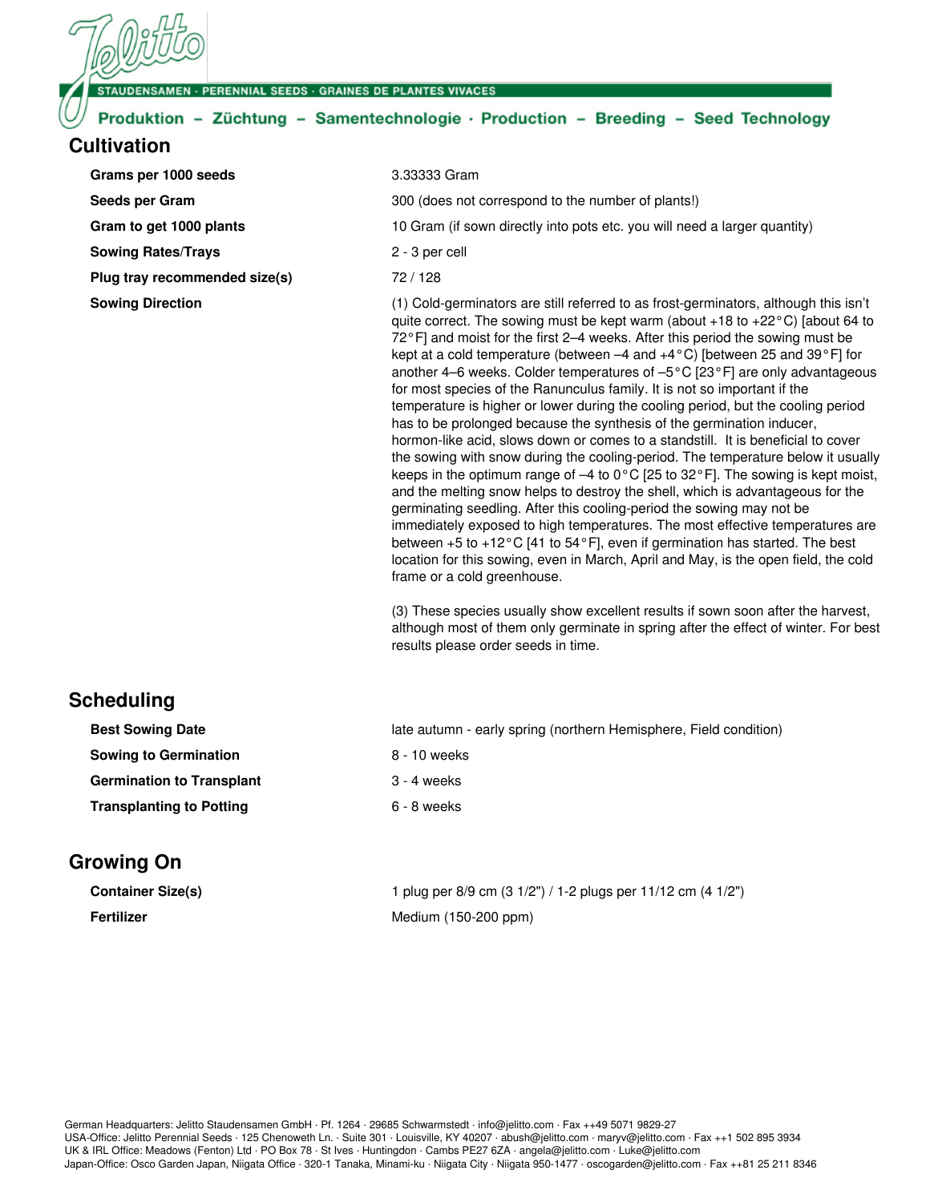## Cultivation

| | |
|---|---|
| **Grams per 1000 seeds** | 3.33333 Gram |
| **Seeds per Gram** | 300 (does not correspond to the number of plants!) |
| **Gram to get 1000 plants** | 10 Gram (if sown directly into pots etc. you will need a larger quantity) |
| **Sowing Rates/Trays** | 2 - 3 per cell |
| **Plug tray recommended size(s)** | 72 / 128 |
| **Sowing Direction** | (1) Cold-germinators are still referred to as frost-germinators, although this isn't quite correct. The sowing must be kept warm (about +18 to +22°C) [about 64 to 72°F] and moist for the first 2–4 weeks. After this period the sowing must be kept at a cold temperature (between –4 and +4°C) [between 25 and 39°F] for another 4–6 weeks. Colder temperatures of –5°C [23°F] are only advantageous for most species of the Ranunculus family. It is not so important if the temperature is higher or lower during the cooling period, but the cooling period has to be prolonged because the synthesis of the germination inducer, hormon-like acid, slows down or comes to a standstill. It is beneficial to cover the sowing with snow during the cooling-period. The temperature below it usually keeps in the optimum range of –4 to 0°C [25 to 32°F]. The sowing is kept moist, and the melting snow helps to destroy the shell, which is advantageous for the germinating seedling. After this cooling-period the sowing may not be immediately exposed to high temperatures. The most effective temperatures are between +5 to +12°C [41 to 54°F], even if germination has started. The best location for this sowing, even in March, April and May, is the open field, the cold frame or a cold greenhouse.<br><br>(3) These species usually show excellent results if sown soon after the harvest, although most of them only germinate in spring after the effect of winter. For best results please order seeds in time. |

## Scheduling

| | |
|---|---|
| **Best Sowing Date** | late autumn - early spring (northern Hemisphere, Field condition) |
| **Sowing to Germination** | 8 - 10 weeks |
| **Germination to Transplant** | 3 - 4 weeks |
| **Transplanting to Potting** | 6 - 8 weeks |

## Growing On

| | |
|---|---|
| **Container Size(s)** | 1 plug per 8/9 cm (3 1/2") / 1-2 plugs per 11/12 cm (4 1/2") |
| **Fertilizer** | Medium (150-200 ppm) |

German Headquarters: Jelitto Staudensamen GmbH · Pf. 1264 · 29685 Schwarmstedt · info@jelitto.com · Fax ++49 5071 9829-27
USA-Office: Jelitto Perennial Seeds · 125 Chenoweth Ln. · Suite 301 · Louisville, KY 40207 · abush@jelitto.com · maryv@jelitto.com · Fax ++1 502 895 3934
UK & IRL Office: Meadows (Fenton) Ltd · PO Box 78 · St Ives · Huntingdon · Cambs PE27 6ZA · angela@jelitto.com · Luke@jelitto.com
Japan-Office: Osco Garden Japan, Niigata Office · 320-1 Tanaka, Minami-ku · Niigata City · Niigata 950-1477 · oscogarden@jelitto.com · Fax ++81 25 211 8346